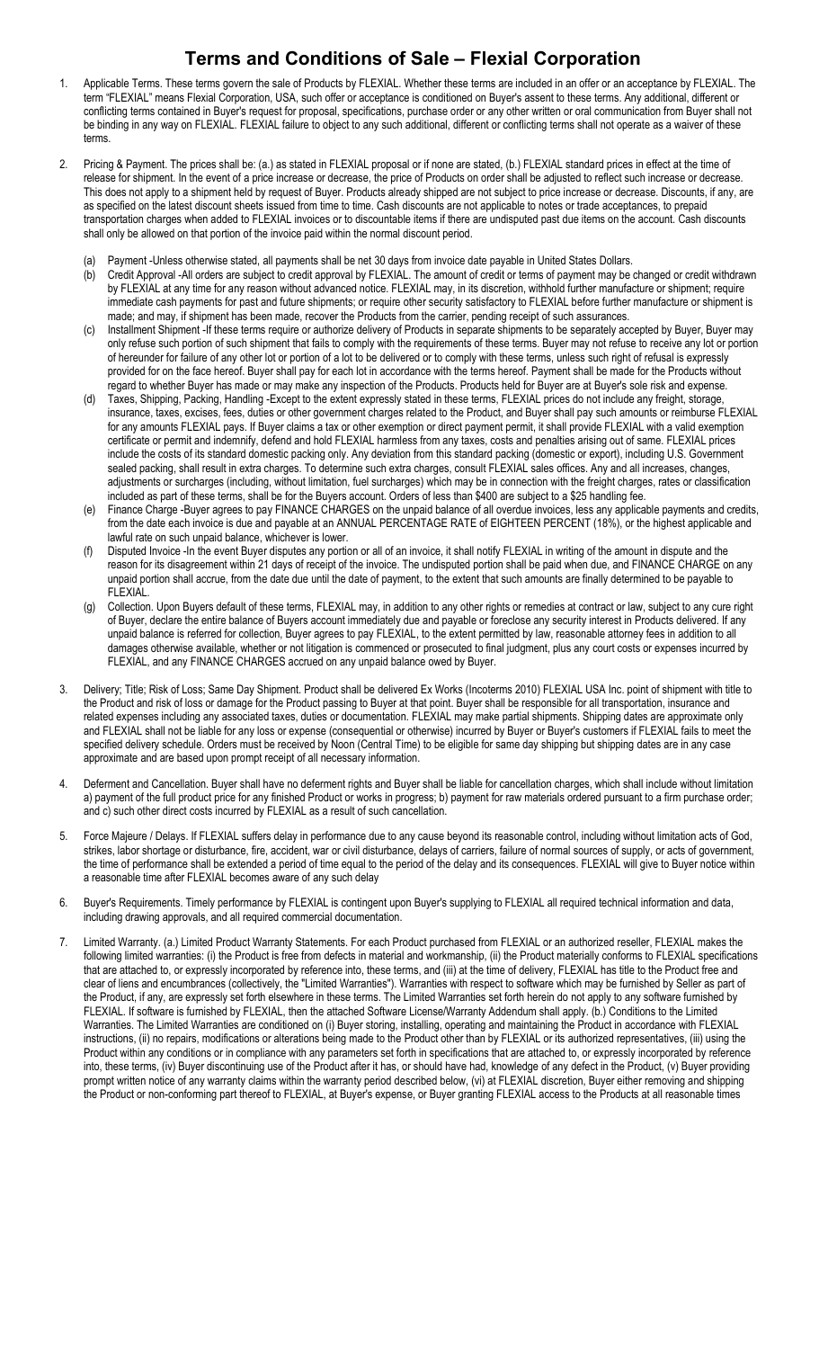# Terms and Conditions of Sale – Flexial Corporation

1. Applicable Terms. These terms govern the sale of Products by FLEXIAL. Whether these terms are included in an offer or an acceptance by FLEXIAL. The term "FLEXIAL" means Flexial Corporation, USA, such offer or acceptance is conditioned on Buyer's assent to these terms. Any additional, different or conflicting terms contained in Buyer's request for proposal, specifications, purchase order or any other written or oral communication from Buyer shall not be binding in any way on FLEXIAL. FLEXIAL failure to object to any such additional, different or conflicting terms shall not operate as a waiver of these terms.

2. Pricing & Payment. The prices shall be: (a.) as stated in FLEXIAL proposal or if none are stated, (b.) FLEXIAL standard prices in effect at the time of release for shipment. In the event of a price increase or decrease, the price of Products on order shall be adjusted to reflect such increase or decrease. This does not apply to a shipment held by request of Buyer. Products already shipped are not subject to price increase or decrease. Discounts, if any, are as specified on the latest discount sheets issued from time to time. Cash discounts are not applicable to notes or trade acceptances, to prepaid transportation charges when added to FLEXIAL invoices or to discountable items if there are undisputed past due items on the account. Cash discounts shall only be allowed on that portion of the invoice paid within the normal discount period.

   (a) Payment -Unless otherwise stated, all payments shall be net 30 days from invoice date payable in United States Dollars.
   
   (b) Credit Approval -All orders are subject to credit approval by FLEXIAL. The amount of credit or terms of payment may be changed or credit withdrawn by FLEXIAL at any time for any reason without advanced notice. FLEXIAL may, in its discretion, withhold further manufacture or shipment; require immediate cash payments for past and future shipments; or require other security satisfactory to FLEXIAL before further manufacture or shipment is made; and may, if shipment has been made, recover the Products from the carrier, pending receipt of such assurances.
   
   (c) Installment Shipment -If these terms require or authorize delivery of Products in separate shipments to be separately accepted by Buyer, Buyer may only refuse such portion of such shipment that fails to comply with the requirements of these terms. Buyer may not refuse to receive any lot or portion of hereunder for failure of any other lot or portion of a lot to be delivered or to comply with these terms, unless such right of refusal is expressly provided for on the face hereof. Buyer shall pay for each lot in accordance with the terms hereof. Payment shall be made for the Products without regard to whether Buyer has made or may make any inspection of the Products. Products held for Buyer are at Buyer's sole risk and expense.
   
   (d) Taxes, Shipping, Packing, Handling -Except to the extent expressly stated in these terms, FLEXIAL prices do not include any freight, storage, insurance, taxes, excises, fees, duties or other government charges related to the Product, and Buyer shall pay such amounts or reimburse FLEXIAL for any amounts FLEXIAL pays. If Buyer claims a tax or other exemption or direct payment permit, it shall provide FLEXIAL with a valid exemption certificate or permit and indemnify, defend and hold FLEXIAL harmless from any taxes, costs and penalties arising out of same. FLEXIAL prices include the costs of its standard domestic packing only. Any deviation from this standard packing (domestic or export), including U.S. Government sealed packing, shall result in extra charges. To determine such extra charges, consult FLEXIAL sales offices. Any and all increases, changes, adjustments or surcharges (including, without limitation, fuel surcharges) which may be in connection with the freight charges, rates or classification included as part of these terms, shall be for the Buyers account. Orders of less than $400 are subject to a $25 handling fee.
   
   (e) Finance Charge -Buyer agrees to pay FINANCE CHARGES on the unpaid balance of all overdue invoices, less any applicable payments and credits, from the date each invoice is due and payable at an ANNUAL PERCENTAGE RATE of EIGHTEEN PERCENT (18%), or the highest applicable and lawful rate on such unpaid balance, whichever is lower.
   
   (f) Disputed Invoice -In the event Buyer disputes any portion or all of an invoice, it shall notify FLEXIAL in writing of the amount in dispute and the reason for its disagreement within 21 days of receipt of the invoice. The undisputed portion shall be paid when due, and FINANCE CHARGE on any unpaid portion shall accrue, from the date due until the date of payment, to the extent that such amounts are finally determined to be payable to FLEXIAL.
   
   (g) Collection. Upon Buyers default of these terms, FLEXIAL may, in addition to any other rights or remedies at contract or law, subject to any cure right of Buyer, declare the entire balance of Buyers account immediately due and payable or foreclose any security interest in Products delivered. If any unpaid balance is referred for collection, Buyer agrees to pay FLEXIAL, to the extent permitted by law, reasonable attorney fees in addition to all damages otherwise available, whether or not litigation is commenced or prosecuted to final judgment, plus any court costs or expenses incurred by FLEXIAL, and any FINANCE CHARGES accrued on any unpaid balance owed by Buyer.

3. Delivery; Title; Risk of Loss; Same Day Shipment. Product shall be delivered Ex Works (Incoterms 2010) FLEXIAL USA Inc. point of shipment with title to the Product and risk of loss or damage for the Product passing to Buyer at that point. Buyer shall be responsible for all transportation, insurance and related expenses including any associated taxes, duties or documentation. FLEXIAL may make partial shipments. Shipping dates are approximate only and FLEXIAL shall not be liable for any loss or expense (consequential or otherwise) incurred by Buyer or Buyer's customers if FLEXIAL fails to meet the specified delivery schedule. Orders must be received by Noon (Central Time) to be eligible for same day shipping but shipping dates are in any case approximate and are based upon prompt receipt of all necessary information.

4. Deferment and Cancellation. Buyer shall have no deferment rights and Buyer shall be liable for cancellation charges, which shall include without limitation a) payment of the full product price for any finished Product or works in progress; b) payment for raw materials ordered pursuant to a firm purchase order; and c) such other direct costs incurred by FLEXIAL as a result of such cancellation.

5. Force Majeure / Delays. If FLEXIAL suffers delay in performance due to any cause beyond its reasonable control, including without limitation acts of God, strikes, labor shortage or disturbance, fire, accident, war or civil disturbance, delays of carriers, failure of normal sources of supply, or acts of government, the time of performance shall be extended a period of time equal to the period of the delay and its consequences. FLEXIAL will give to Buyer notice within a reasonable time after FLEXIAL becomes aware of any such delay

6. Buyer's Requirements. Timely performance by FLEXIAL is contingent upon Buyer's supplying to FLEXIAL all required technical information and data, including drawing approvals, and all required commercial documentation.

7. Limited Warranty. (a.) Limited Product Warranty Statements. For each Product purchased from FLEXIAL or an authorized reseller, FLEXIAL makes the following limited warranties: (i) the Product is free from defects in material and workmanship, (ii) the Product materially conforms to FLEXIAL specifications that are attached to, or expressly incorporated by reference into, these terms, and (iii) at the time of delivery, FLEXIAL has title to the Product free and clear of liens and encumbrances (collectively, the "Limited Warranties"). Warranties with respect to software which may be furnished by Seller as part of the Product, if any, are expressly set forth elsewhere in these terms. The Limited Warranties set forth herein do not apply to any software furnished by FLEXIAL. If software is furnished by FLEXIAL, then the attached Software License/Warranty Addendum shall apply. (b.) Conditions to the Limited Warranties. The Limited Warranties are conditioned on (i) Buyer storing, installing, operating and maintaining the Product in accordance with FLEXIAL instructions, (ii) no repairs, modifications or alterations being made to the Product other than by FLEXIAL or its authorized representatives, (iii) using the Product within any conditions or in compliance with any parameters set forth in specifications that are attached to, or expressly incorporated by reference into, these terms, (iv) Buyer discontinuing use of the Product after it has, or should have had, knowledge of any defect in the Product, (v) Buyer providing prompt written notice of any warranty claims within the warranty period described below, (vi) at FLEXIAL discretion, Buyer either removing and shipping the Product or non-conforming part thereof to FLEXIAL, at Buyer's expense, or Buyer granting FLEXIAL access to the Products at all reasonable times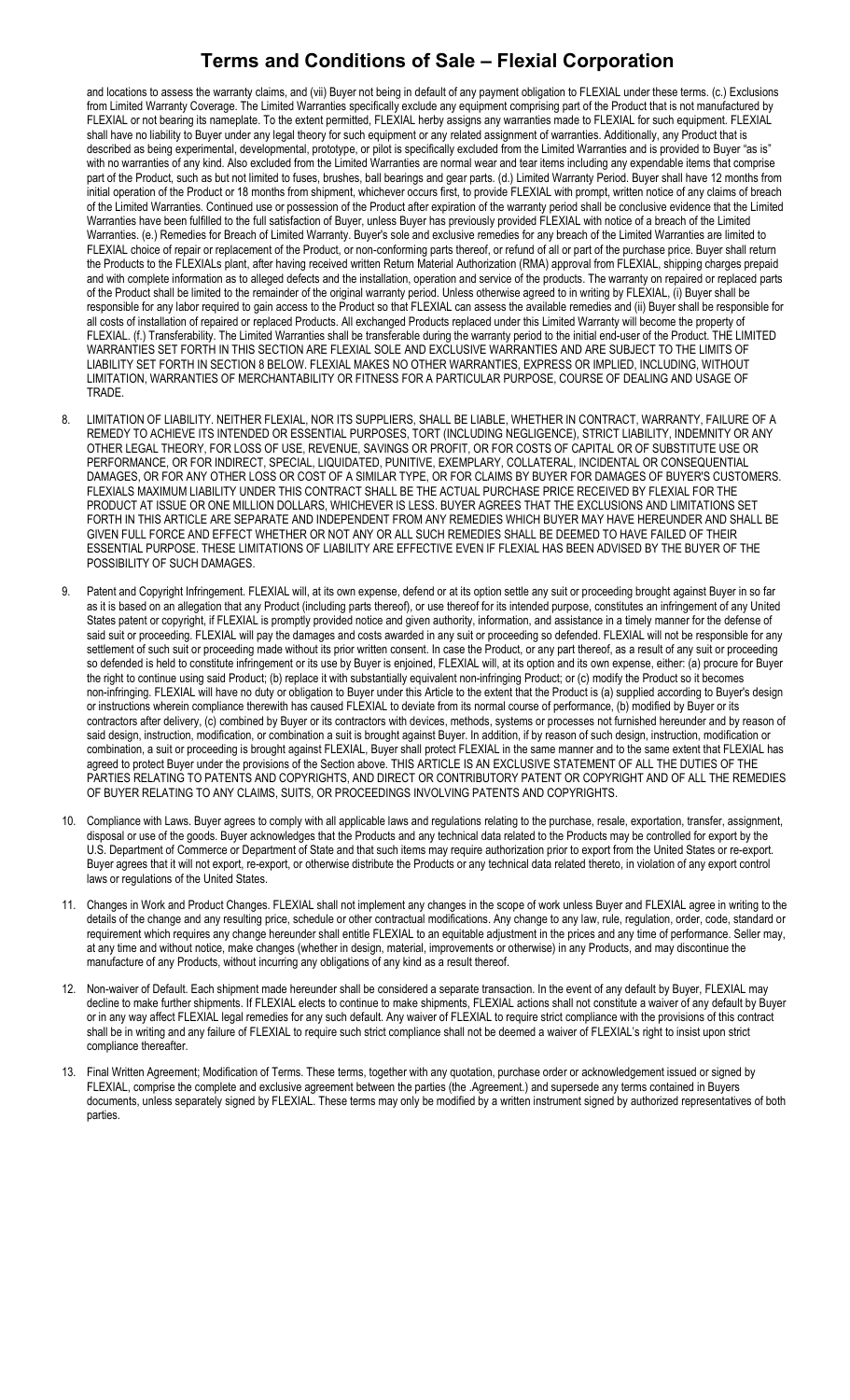and locations to assess the warranty claims, and (vii) Buyer not being in default of any payment obligation to FLEXIAL under these terms. (c.) Exclusions from Limited Warranty Coverage. The Limited Warranties specifically exclude any equipment comprising part of the Product that is not manufactured by FLEXIAL or not bearing its nameplate. To the extent permitted, FLEXIAL herby assigns any warranties made to FLEXIAL for such equipment. FLEXIAL shall have no liability to Buyer under any legal theory for such equipment or any related assignment of warranties. Additionally, any Product that is described as being experimental, developmental, prototype, or pilot is specifically excluded from the Limited Warranties and is provided to Buyer "as is" with no warranties of any kind. Also excluded from the Limited Warranties are normal wear and tear items including any expendable items that comprise part of the Product, such as but not limited to fuses, brushes, ball bearings and gear parts. (d.) Limited Warranty Period. Buyer shall have 12 months from initial operation of the Product or 18 months from shipment, whichever occurs first, to provide FLEXIAL with prompt, written notice of any claims of breach of the Limited Warranties. Continued use or possession of the Product after expiration of the warranty period shall be conclusive evidence that the Limited Warranties have been fulfilled to the full satisfaction of Buyer, unless Buyer has previously provided FLEXIAL with notice of a breach of the Limited Warranties. (e.) Remedies for Breach of Limited Warranty. Buyer's sole and exclusive remedies for any breach of the Limited Warranties are limited to FLEXIAL choice of repair or replacement of the Product, or non-conforming parts thereof, or refund of all or part of the purchase price. Buyer shall return the Products to the FLEXIALs plant, after having received written Return Material Authorization (RMA) approval from FLEXIAL, shipping charges prepaid and with complete information as to alleged defects and the installation, operation and service of the products. The warranty on repaired or replaced parts of the Product shall be limited to the remainder of the original warranty period. Unless otherwise agreed to in writing by FLEXIAL, (i) Buyer shall be responsible for any labor required to gain access to the Product so that FLEXIAL can assess the available remedies and (ii) Buyer shall be responsible for all costs of installation of repaired or replaced Products. All exchanged Products replaced under this Limited Warranty will become the property of FLEXIAL. (f.) Transferability. The Limited Warranties shall be transferable during the warranty period to the initial end-user of the Product. THE LIMITED WARRANTIES SET FORTH IN THIS SECTION ARE FLEXIAL SOLE AND EXCLUSIVE WARRANTIES AND ARE SUBJECT TO THE LIMITS OF LIABILITY SET FORTH IN SECTION 8 BELOW. FLEXIAL MAKES NO OTHER WARRANTIES, EXPRESS OR IMPLIED, INCLUDING, WITHOUT LIMITATION, WARRANTIES OF MERCHANTABILITY OR FITNESS FOR A PARTICULAR PURPOSE, COURSE OF DEALING AND USAGE OF TRADE.

8. LIMITATION OF LIABILITY. NEITHER FLEXIAL, NOR ITS SUPPLIERS, SHALL BE LIABLE, WHETHER IN CONTRACT, WARRANTY, FAILURE OF A REMEDY TO ACHIEVE ITS INTENDED OR ESSENTIAL PURPOSES, TORT (INCLUDING NEGLIGENCE), STRICT LIABILITY, INDEMNITY OR ANY OTHER LEGAL THEORY, FOR LOSS OF USE, REVENUE, SAVINGS OR PROFIT, OR FOR COSTS OF CAPITAL OR OF SUBSTITUTE USE OR PERFORMANCE, OR FOR INDIRECT, SPECIAL, LIQUIDATED, PUNITIVE, EXEMPLARY, COLLATERAL, INCIDENTAL OR CONSEQUENTIAL DAMAGES, OR FOR ANY OTHER LOSS OR COST OF A SIMILAR TYPE, OR FOR CLAIMS BY BUYER FOR DAMAGES OF BUYER'S CUSTOMERS. FLEXIALS MAXIMUM LIABILITY UNDER THIS CONTRACT SHALL BE THE ACTUAL PURCHASE PRICE RECEIVED BY FLEXIAL FOR THE PRODUCT AT ISSUE OR ONE MILLION DOLLARS, WHICHEVER IS LESS. BUYER AGREES THAT THE EXCLUSIONS AND LIMITATIONS SET FORTH IN THIS ARTICLE ARE SEPARATE AND INDEPENDENT FROM ANY REMEDIES WHICH BUYER MAY HAVE HEREUNDER AND SHALL BE GIVEN FULL FORCE AND EFFECT WHETHER OR NOT ANY OR ALL SUCH REMEDIES SHALL BE DEEMED TO HAVE FAILED OF THEIR ESSENTIAL PURPOSE. THESE LIMITATIONS OF LIABILITY ARE EFFECTIVE EVEN IF FLEXIAL HAS BEEN ADVISED BY THE BUYER OF THE POSSIBILITY OF SUCH DAMAGES.

9. Patent and Copyright Infringement. FLEXIAL will, at its own expense, defend or at its option settle any suit or proceeding brought against Buyer in so far as it is based on an allegation that any Product (including parts thereof), or use thereof for its intended purpose, constitutes an infringement of any United States patent or copyright, if FLEXIAL is promptly provided notice and given authority, information, and assistance in a timely manner for the defense of said suit or proceeding. FLEXIAL will pay the damages and costs awarded in any suit or proceeding so defended. FLEXIAL will not be responsible for any settlement of such suit or proceeding made without its prior written consent. In case the Product, or any part thereof, as a result of any suit or proceeding so defended is held to constitute infringement or its use by Buyer is enjoined, FLEXIAL will, at its option and its own expense, either: (a) procure for Buyer the right to continue using said Product; (b) replace it with substantially equivalent non-infringing Product; or (c) modify the Product so it becomes non-infringing. FLEXIAL will have no duty or obligation to Buyer under this Article to the extent that the Product is (a) supplied according to Buyer's design or instructions wherein compliance therewith has caused FLEXIAL to deviate from its normal course of performance, (b) modified by Buyer or its contractors after delivery, (c) combined by Buyer or its contractors with devices, methods, systems or processes not furnished hereunder and by reason of said design, instruction, modification, or combination a suit is brought against Buyer. In addition, if by reason of such design, instruction, modification or combination, a suit or proceeding is brought against FLEXIAL, Buyer shall protect FLEXIAL in the same manner and to the same extent that FLEXIAL has agreed to protect Buyer under the provisions of the Section above. THIS ARTICLE IS AN EXCLUSIVE STATEMENT OF ALL THE DUTIES OF THE PARTIES RELATING TO PATENTS AND COPYRIGHTS, AND DIRECT OR CONTRIBUTORY PATENT OR COPYRIGHT AND OF ALL THE REMEDIES OF BUYER RELATING TO ANY CLAIMS, SUITS, OR PROCEEDINGS INVOLVING PATENTS AND COPYRIGHTS.

10. Compliance with Laws. Buyer agrees to comply with all applicable laws and regulations relating to the purchase, resale, exportation, transfer, assignment, disposal or use of the goods. Buyer acknowledges that the Products and any technical data related to the Products may be controlled for export by the U.S. Department of Commerce or Department of State and that such items may require authorization prior to export from the United States or re-export. Buyer agrees that it will not export, re-export, or otherwise distribute the Products or any technical data related thereto, in violation of any export control laws or regulations of the United States.

11. Changes in Work and Product Changes. FLEXIAL shall not implement any changes in the scope of work unless Buyer and FLEXIAL agree in writing to the details of the change and any resulting price, schedule or other contractual modifications. Any change to any law, rule, regulation, order, code, standard or requirement which requires any change hereunder shall entitle FLEXIAL to an equitable adjustment in the prices and any time of performance. Seller may, at any time and without notice, make changes (whether in design, material, improvements or otherwise) in any Products, and may discontinue the manufacture of any Products, without incurring any obligations of any kind as a result thereof.

12. Non-waiver of Default. Each shipment made hereunder shall be considered a separate transaction. In the event of any default by Buyer, FLEXIAL may decline to make further shipments. If FLEXIAL elects to continue to make shipments, FLEXIAL actions shall not constitute a waiver of any default by Buyer or in any way affect FLEXIAL legal remedies for any such default. Any waiver of FLEXIAL to require strict compliance with the provisions of this contract shall be in writing and any failure of FLEXIAL to require such strict compliance shall not be deemed a waiver of FLEXIAL's right to insist upon strict compliance thereafter.

13. Final Written Agreement; Modification of Terms. These terms, together with any quotation, purchase order or acknowledgement issued or signed by FLEXIAL, comprise the complete and exclusive agreement between the parties (the .Agreement.) and supersede any terms contained in Buyers documents, unless separately signed by FLEXIAL. These terms may only be modified by a written instrument signed by authorized representatives of both parties.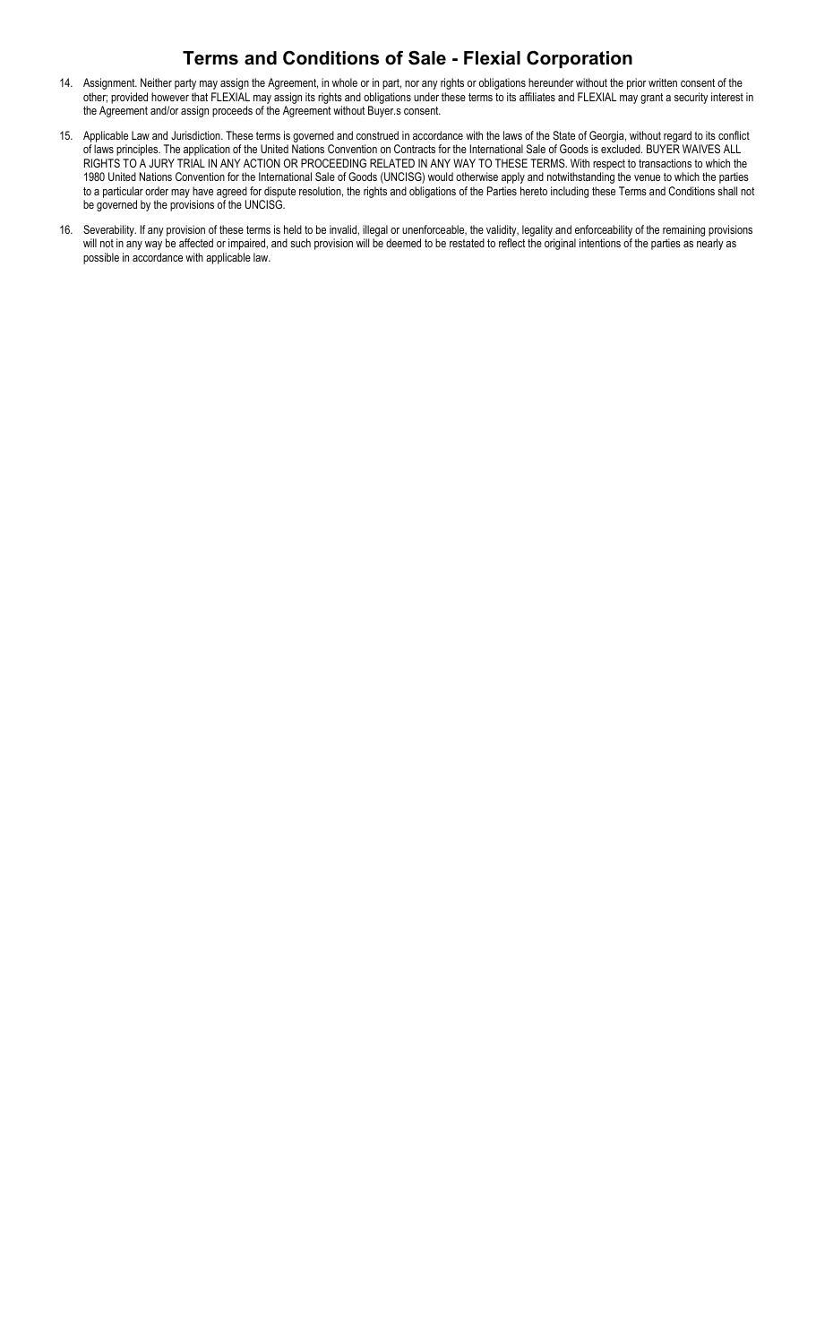# Terms and Conditions of Sale - Flexial Corporation

14. Assignment. Neither party may assign the Agreement, in whole or in part, nor any rights or obligations hereunder without the prior written consent of the other; provided however that FLEXIAL may assign its rights and obligations under these terms to its affiliates and FLEXIAL may grant a security interest in the Agreement and/or assign proceeds of the Agreement without Buyer.s consent.

15. Applicable Law and Jurisdiction. These terms is governed and construed in accordance with the laws of the State of Georgia, without regard to its conflict of laws principles. The application of the United Nations Convention on Contracts for the International Sale of Goods is excluded. BUYER WAIVES ALL RIGHTS TO A JURY TRIAL IN ANY ACTION OR PROCEEDING RELATED IN ANY WAY TO THESE TERMS. With respect to transactions to which the 1980 United Nations Convention for the International Sale of Goods (UNCISG) would otherwise apply and notwithstanding the venue to which the parties to a particular order may have agreed for dispute resolution, the rights and obligations of the Parties hereto including these Terms and Conditions shall not be governed by the provisions of the UNCISG.

16. Severability. If any provision of these terms is held to be invalid, illegal or unenforceable, the validity, legality and enforceability of the remaining provisions will not in any way be affected or impaired, and such provision will be deemed to be restated to reflect the original intentions of the parties as nearly as possible in accordance with applicable law.